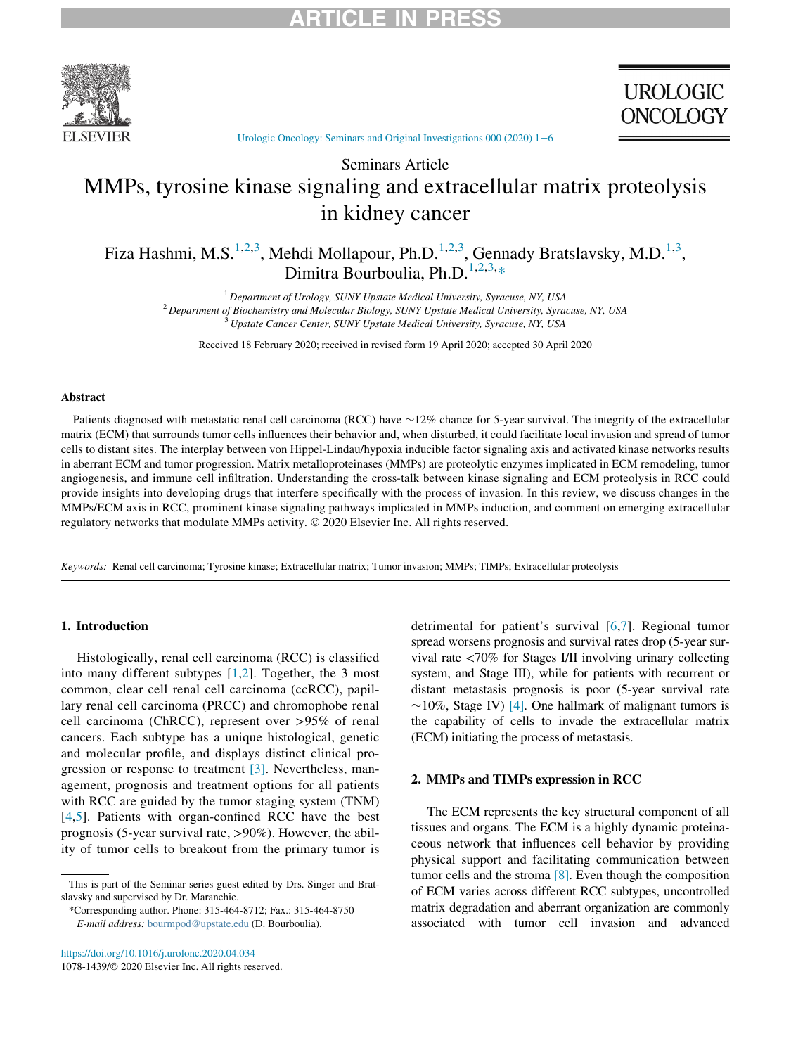Seminars Article

# MMPs, tyrosine kinase signaling and extracellular matrix proteolysis in kidney cancer

Fiza Hashmi, M.S.[1,2,3], Mehdi Mollapour, Ph.D.[1,2,3], Gennady Bratslavsky, M.D.[1,3], Dimitra Bourboulia, Ph.D.[1,2,3,*]

[1] *Department of Urology, SUNY Upstate Medical University, Syracuse, NY, USA*
[2] *Department of Biochemistry and Molecular Biology, SUNY Upstate Medical University, Syracuse, NY, USA*
[3] *Upstate Cancer Center, SUNY Upstate Medical University, Syracuse, NY, USA*

Received 18 February 2020; received in revised form 19 April 2020; accepted 30 April 2020

## Abstract

Patients diagnosed with metastatic renal cell carcinoma (RCC) have ~12% chance for 5-year survival. The integrity of the extracellular matrix (ECM) that surrounds tumor cells influences their behavior and, when disturbed, it could facilitate local invasion and spread of tumor cells to distant sites. The interplay between von Hippel-Lindau/hypoxia inducible factor signaling axis and activated kinase networks results in aberrant ECM and tumor progression. Matrix metalloproteinases (MMPs) are proteolytic enzymes implicated in ECM remodeling, tumor angiogenesis, and immune cell infiltration. Understanding the cross-talk between kinase signaling and ECM proteolysis in RCC could provide insights into developing drugs that interfere specifically with the process of invasion. In this review, we discuss changes in the MMPs/ECM axis in RCC, prominent kinase signaling pathways implicated in MMPs induction, and comment on emerging extracellular regulatory networks that modulate MMPs activity. © 2020 Elsevier Inc. All rights reserved.

*Keywords:* Renal cell carcinoma; Tyrosine kinase; Extracellular matrix; Tumor invasion; MMPs; TIMPs; Extracellular proteolysis

## 1. Introduction

Histologically, renal cell carcinoma (RCC) is classified into many different subtypes [1,2]. Together, the 3 most common, clear cell renal cell carcinoma (ccRCC), papillary renal cell carcinoma (PRCC) and chromophobe renal cell carcinoma (ChRCC), represent over >95% of renal cancers. Each subtype has a unique histological, genetic and molecular profile, and displays distinct clinical progression or response to treatment [3]. Nevertheless, management, prognosis and treatment options for all patients with RCC are guided by the tumor staging system (TNM) [4,5]. Patients with organ-confined RCC have the best prognosis (5-year survival rate, >90%). However, the ability of tumor cells to breakout from the primary tumor is detrimental for patient's survival [6,7]. Regional tumor spread worsens prognosis and survival rates drop (5-year survival rate <70% for Stages I/II involving urinary collecting system, and Stage III), while for patients with recurrent or distant metastasis prognosis is poor (5-year survival rate ~10%, Stage IV) [4]. One hallmark of malignant tumors is the capability of cells to invade the extracellular matrix (ECM) initiating the process of metastasis.

## 2. MMPs and TIMPs expression in RCC

The ECM represents the key structural component of all tissues and organs. The ECM is a highly dynamic proteinaceous network that influences cell behavior by providing physical support and facilitating communication between tumor cells and the stroma [8]. Even though the composition of ECM varies across different RCC subtypes, uncontrolled matrix degradation and aberrant organization are commonly associated with tumor cell invasion and advanced

This is part of the Seminar series guest edited by Drs. Singer and Bratslavsky and supervised by Dr. Maranchie.

*Corresponding author. Phone: 315-464-8712; Fax.: 315-464-8750

*E-mail address:* bourmpod@upstate.edu (D. Bourboulia).

https://doi.org/10.1016/j.urolonc.2020.04.034
1078-1439/© 2020 Elsevier Inc. All rights reserved.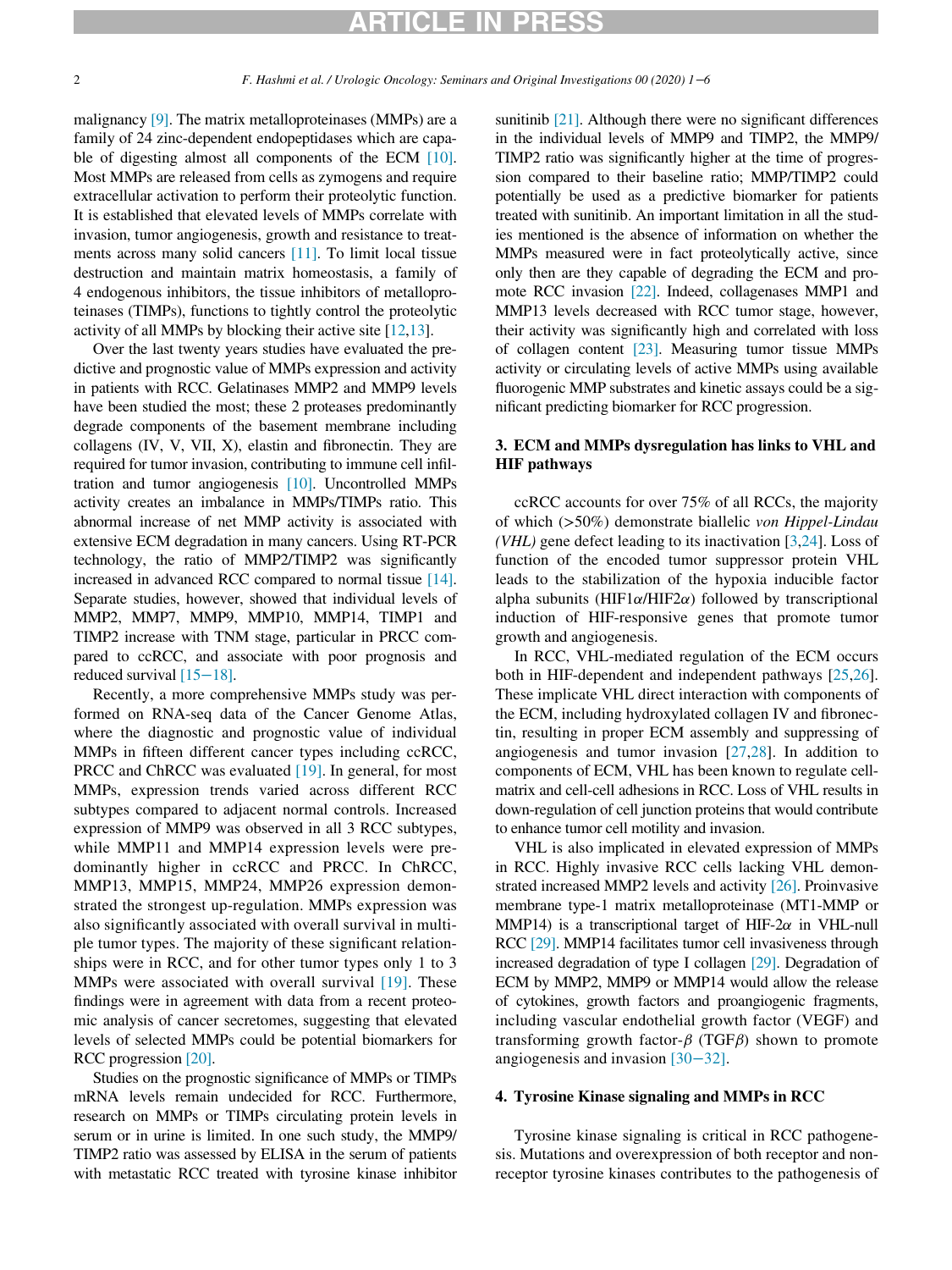malignancy [9]. The matrix metalloproteinases (MMPs) are a family of 24 zinc-dependent endopeptidases which are capable of digesting almost all components of the ECM [10]. Most MMPs are released from cells as zymogens and require extracellular activation to perform their proteolytic function. It is established that elevated levels of MMPs correlate with invasion, tumor angiogenesis, growth and resistance to treatments across many solid cancers [11]. To limit local tissue destruction and maintain matrix homeostasis, a family of 4 endogenous inhibitors, the tissue inhibitors of metalloproteinases (TIMPs), functions to tightly control the proteolytic activity of all MMPs by blocking their active site [12,13].

Over the last twenty years studies have evaluated the predictive and prognostic value of MMPs expression and activity in patients with RCC. Gelatinases MMP2 and MMP9 levels have been studied the most; these 2 proteases predominantly degrade components of the basement membrane including collagens (IV, V, VII, X), elastin and fibronectin. They are required for tumor invasion, contributing to immune cell infiltration and tumor angiogenesis [10]. Uncontrolled MMPs activity creates an imbalance in MMPs/TIMPs ratio. This abnormal increase of net MMP activity is associated with extensive ECM degradation in many cancers. Using RT-PCR technology, the ratio of MMP2/TIMP2 was significantly increased in advanced RCC compared to normal tissue [14]. Separate studies, however, showed that individual levels of MMP2, MMP7, MMP9, MMP10, MMP14, TIMP1 and TIMP2 increase with TNM stage, particular in PRCC compared to ccRCC, and associate with poor prognosis and reduced survival [15−18].

Recently, a more comprehensive MMPs study was performed on RNA-seq data of the Cancer Genome Atlas, where the diagnostic and prognostic value of individual MMPs in fifteen different cancer types including ccRCC, PRCC and ChRCC was evaluated [19]. In general, for most MMPs, expression trends varied across different RCC subtypes compared to adjacent normal controls. Increased expression of MMP9 was observed in all 3 RCC subtypes, while MMP11 and MMP14 expression levels were predominantly higher in ccRCC and PRCC. In ChRCC, MMP13, MMP15, MMP24, MMP26 expression demonstrated the strongest up-regulation. MMPs expression was also significantly associated with overall survival in multiple tumor types. The majority of these significant relationships were in RCC, and for other tumor types only 1 to 3 MMPs were associated with overall survival [19]. These findings were in agreement with data from a recent proteomic analysis of cancer secretomes, suggesting that elevated levels of selected MMPs could be potential biomarkers for RCC progression [20].

Studies on the prognostic significance of MMPs or TIMPs mRNA levels remain undecided for RCC. Furthermore, research on MMPs or TIMPs circulating protein levels in serum or in urine is limited. In one such study, the MMP9/TIMP2 ratio was assessed by ELISA in the serum of patients with metastatic RCC treated with tyrosine kinase inhibitor sunitinib [21]. Although there were no significant differences in the individual levels of MMP9 and TIMP2, the MMP9/TIMP2 ratio was significantly higher at the time of progression compared to their baseline ratio; MMP/TIMP2 could potentially be used as a predictive biomarker for patients treated with sunitinib. An important limitation in all the studies mentioned is the absence of information on whether the MMPs measured were in fact proteolytically active, since only then are they capable of degrading the ECM and promote RCC invasion [22]. Indeed, collagenases MMP1 and MMP13 levels decreased with RCC tumor stage, however, their activity was significantly high and correlated with loss of collagen content [23]. Measuring tumor tissue MMPs activity or circulating levels of active MMPs using available fluorogenic MMP substrates and kinetic assays could be a significant predicting biomarker for RCC progression.

## 3. ECM and MMPs dysregulation has links to VHL and HIF pathways

ccRCC accounts for over 75% of all RCCs, the majority of which (>50%) demonstrate biallelic *von Hippel-Lindau (VHL)* gene defect leading to its inactivation [3,24]. Loss of function of the encoded tumor suppressor protein VHL leads to the stabilization of the hypoxia inducible factor alpha subunits (HIF1$\alpha$/HIF2$\alpha$) followed by transcriptional induction of HIF-responsive genes that promote tumor growth and angiogenesis.

In RCC, VHL-mediated regulation of the ECM occurs both in HIF-dependent and independent pathways [25,26]. These implicate VHL direct interaction with components of the ECM, including hydroxylated collagen IV and fibronectin, resulting in proper ECM assembly and suppressing of angiogenesis and tumor invasion [27,28]. In addition to components of ECM, VHL has been known to regulate cell-matrix and cell-cell adhesions in RCC. Loss of VHL results in down-regulation of cell junction proteins that would contribute to enhance tumor cell motility and invasion.

VHL is also implicated in elevated expression of MMPs in RCC. Highly invasive RCC cells lacking VHL demonstrated increased MMP2 levels and activity [26]. Proinvasive membrane type-1 matrix metalloproteinase (MT1-MMP or MMP14) is a transcriptional target of HIF-2$\alpha$ in VHL-null RCC [29]. MMP14 facilitates tumor cell invasiveness through increased degradation of type I collagen [29]. Degradation of ECM by MMP2, MMP9 or MMP14 would allow the release of cytokines, growth factors and proangiogenic fragments, including vascular endothelial growth factor (VEGF) and transforming growth factor-$\beta$ (TGF$\beta$) shown to promote angiogenesis and invasion [30−32].

## 4. Tyrosine Kinase signaling and MMPs in RCC

Tyrosine kinase signaling is critical in RCC pathogenesis. Mutations and overexpression of both receptor and non-receptor tyrosine kinases contributes to the pathogenesis of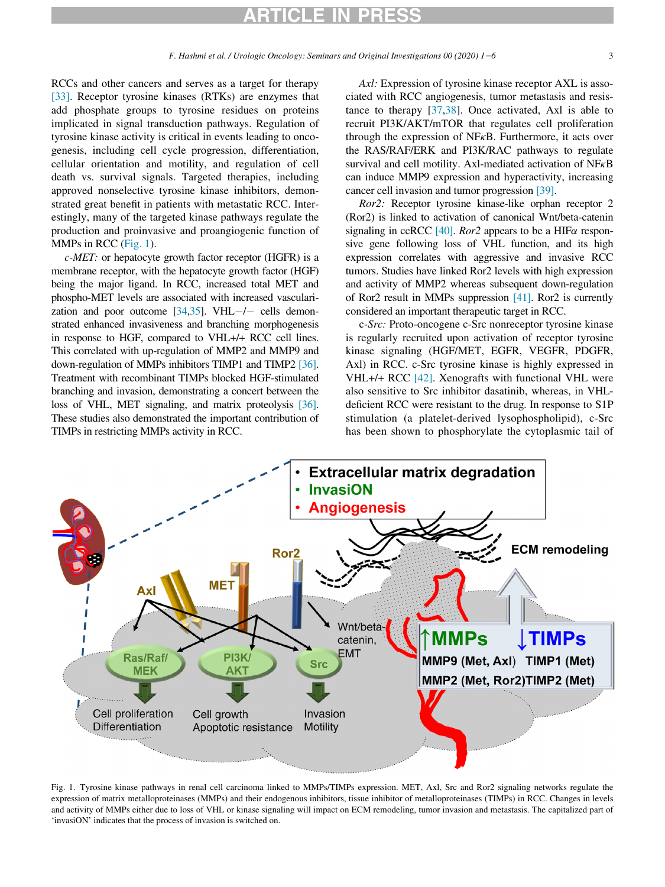RCCs and other cancers and serves as a target for therapy [33]. Receptor tyrosine kinases (RTKs) are enzymes that add phosphate groups to tyrosine residues on proteins implicated in signal transduction pathways. Regulation of tyrosine kinase activity is critical in events leading to oncogenesis, including cell cycle progression, differentiation, cellular orientation and motility, and regulation of cell death vs. survival signals. Targeted therapies, including approved nonselective tyrosine kinase inhibitors, demonstrated great benefit in patients with metastatic RCC. Interestingly, many of the targeted kinase pathways regulate the production and proinvasive and proangiogenic function of MMPs in RCC (Fig. 1).

*c-MET:* or hepatocyte growth factor receptor (HGFR) is a membrane receptor, with the hepatocyte growth factor (HGF) being the major ligand. In RCC, increased total MET and phospho-MET levels are associated with increased vascularization and poor outcome [34,35]. VHL−/− cells demonstrated enhanced invasiveness and branching morphogenesis in response to HGF, compared to VHL+/+ RCC cell lines. This correlated with up-regulation of MMP2 and MMP9 and down-regulation of MMPs inhibitors TIMP1 and TIMP2 [36]. Treatment with recombinant TIMPs blocked HGF-stimulated branching and invasion, demonstrating a concert between the loss of VHL, MET signaling, and matrix proteolysis [36]. These studies also demonstrated the important contribution of TIMPs in restricting MMPs activity in RCC.

*Axl:* Expression of tyrosine kinase receptor AXL is associated with RCC angiogenesis, tumor metastasis and resistance to therapy [37,38]. Once activated, Axl is able to recruit PI3K/AKT/mTOR that regulates cell proliferation through the expression of NFκB. Furthermore, it acts over the RAS/RAF/ERK and PI3K/RAC pathways to regulate survival and cell motility. Axl-mediated activation of NFκB can induce MMP9 expression and hyperactivity, increasing cancer cell invasion and tumor progression [39].

*Ror2:* Receptor tyrosine kinase-like orphan receptor 2 (Ror2) is linked to activation of canonical Wnt/beta-catenin signaling in ccRCC [40]. *Ror2* appears to be a HIFα responsive gene following loss of VHL function, and its high expression correlates with aggressive and invasive RCC tumors. Studies have linked Ror2 levels with high expression and activity of MMP2 whereas subsequent down-regulation of Ror2 result in MMPs suppression [41]. Ror2 is currently considered an important therapeutic target in RCC.

c-*Src:* Proto-oncogene c-Src nonreceptor tyrosine kinase is regularly recruited upon activation of receptor tyrosine kinase signaling (HGF/MET, EGFR, VEGFR, PDGFR, Axl) in RCC. c-Src tyrosine kinase is highly expressed in VHL+/+ RCC [42]. Xenografts with functional VHL were also sensitive to Src inhibitor dasatinib, whereas, in VHL-deficient RCC were resistant to the drug. In response to S1P stimulation (a platelet-derived lysophospholipid), c-Src has been shown to phosphorylate the cytoplasmic tail of

Fig. 1. Tyrosine kinase pathways in renal cell carcinoma linked to MMPs/TIMPs expression. MET, Axl, Src and Ror2 signaling networks regulate the expression of matrix metalloproteinases (MMPs) and their endogenous inhibitors, tissue inhibitor of metalloproteinases (TIMPs) in RCC. Changes in levels and activity of MMPs either due to loss of VHL or kinase signaling will impact on ECM remodeling, tumor invasion and metastasis. The capitalized part of 'invasiON' indicates that the process of invasion is switched on.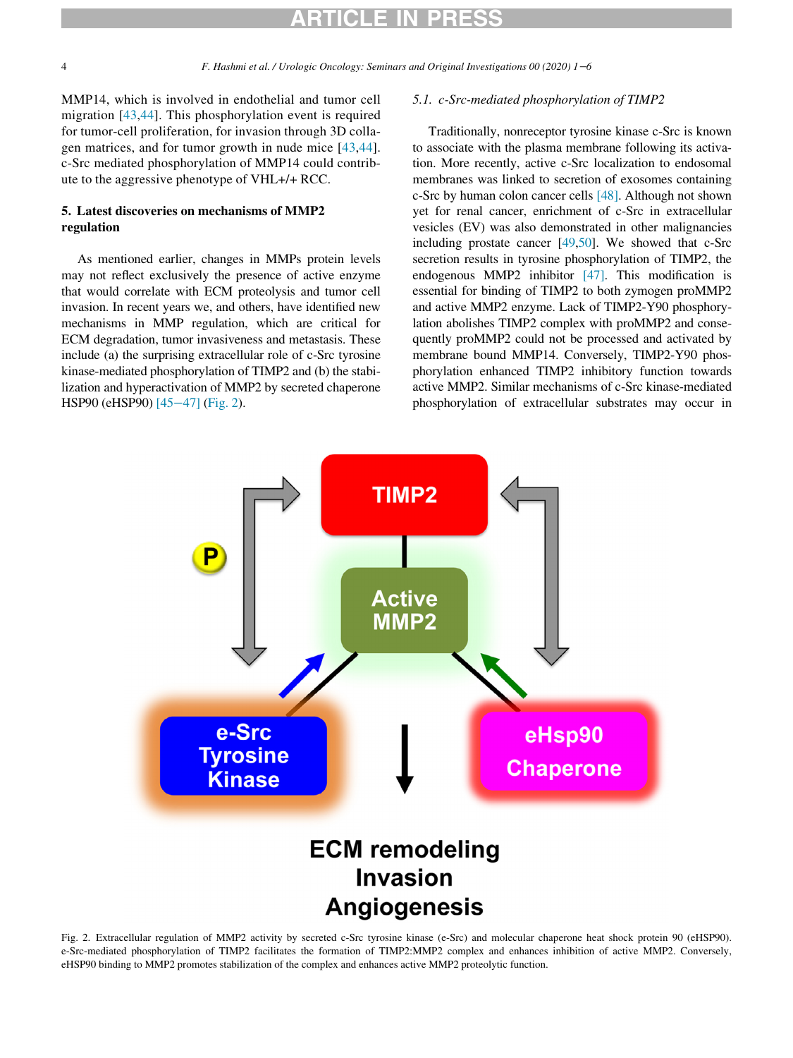MMP14, which is involved in endothelial and tumor cell migration [43,44]. This phosphorylation event is required for tumor-cell proliferation, for invasion through 3D collagen matrices, and for tumor growth in nude mice [43,44]. c-Src mediated phosphorylation of MMP14 could contribute to the aggressive phenotype of VHL+/+ RCC.

## 5. Latest discoveries on mechanisms of MMP2 regulation

As mentioned earlier, changes in MMPs protein levels may not reflect exclusively the presence of active enzyme that would correlate with ECM proteolysis and tumor cell invasion. In recent years we, and others, have identified new mechanisms in MMP regulation, which are critical for ECM degradation, tumor invasiveness and metastasis. These include (a) the surprising extracellular role of c-Src tyrosine kinase-mediated phosphorylation of TIMP2 and (b) the stabilization and hyperactivation of MMP2 by secreted chaperone HSP90 (eHSP90) [45−47] (Fig. 2).

### *5.1. c-Src-mediated phosphorylation of TIMP2*

Traditionally, nonreceptor tyrosine kinase c-Src is known to associate with the plasma membrane following its activation. More recently, active c-Src localization to endosomal membranes was linked to secretion of exosomes containing c-Src by human colon cancer cells [48]. Although not shown yet for renal cancer, enrichment of c-Src in extracellular vesicles (EV) was also demonstrated in other malignancies including prostate cancer [49,50]. We showed that c-Src secretion results in tyrosine phosphorylation of TIMP2, the endogenous MMP2 inhibitor [47]. This modification is essential for binding of TIMP2 to both zymogen proMMP2 and active MMP2 enzyme. Lack of TIMP2-Y90 phosphorylation abolishes TIMP2 complex with proMMP2 and consequently proMMP2 could not be processed and activated by membrane bound MMP14. Conversely, TIMP2-Y90 phosphorylation enhanced TIMP2 inhibitory function towards active MMP2. Similar mechanisms of c-Src kinase-mediated phosphorylation of extracellular substrates may occur in

Fig. 2. Extracellular regulation of MMP2 activity by secreted c-Src tyrosine kinase (e-Src) and molecular chaperone heat shock protein 90 (eHSP90). e-Src-mediated phosphorylation of TIMP2 facilitates the formation of TIMP2:MMP2 complex and enhances inhibition of active MMP2. Conversely, eHSP90 binding to MMP2 promotes stabilization of the complex and enhances active MMP2 proteolytic function.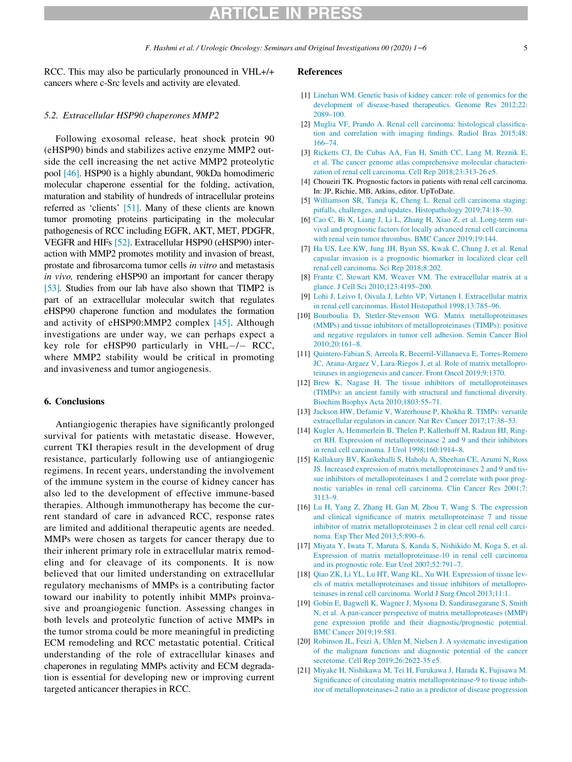RCC. This may also be particularly pronounced in VHL+/+ cancers where c-Src levels and activity are elevated.

### 5.2. Extracellular HSP90 chaperones MMP2

Following exosomal release, heat shock protein 90 (eHSP90) binds and stabilizes active enzyme MMP2 outside the cell increasing the net active MMP2 proteolytic pool [46]. HSP90 is a highly abundant, 90kDa homodimeric molecular chaperone essential for the folding, activation, maturation and stability of hundreds of intracellular proteins referred as 'clients' [51]. Many of these clients are known tumor promoting proteins participating in the molecular pathogenesis of RCC including EGFR, AKT, MET, PDGFR, VEGFR and HIFs [52]. Extracellular HSP90 (eHSP90) interaction with MMP2 promotes motility and invasion of breast, prostate and fibrosarcoma tumor cells *in vitro* and metastasis *in vivo,* rendering eHSP90 an important for cancer therapy [53]. Studies from our lab have also shown that TIMP2 is part of an extracellular molecular switch that regulates eHSP90 chaperone function and modulates the formation and activity of eHSP90:MMP2 complex [45]. Although investigations are under way, we can perhaps expect a key role for eHSP90 particularly in VHL−/− RCC, where MMP2 stability would be critical in promoting and invasiveness and tumor angiogenesis.

## 6. Conclusions

Antiangiogenic therapies have significantly prolonged survival for patients with metastatic disease. However, current TKI therapies result in the development of drug resistance, particularly following use of antiangiogenic regimens. In recent years, understanding the involvement of the immune system in the course of kidney cancer has also led to the development of effective immune-based therapies. Although immunotherapy has become the current standard of care in advanced RCC, response rates are limited and additional therapeutic agents are needed. MMPs were chosen as targets for cancer therapy due to their inherent primary role in extracellular matrix remodeling and for cleavage of its components. It is now believed that our limited understanding on extracellular regulatory mechanisms of MMPs is a contributing factor toward our inability to potently inhibit MMPs proinvasive and proangiogenic function. Assessing changes in both levels and proteolytic function of active MMPs in the tumor stroma could be more meaningful in predicting ECM remodeling and RCC metastatic potential. Critical understanding of the role of extracellular kinases and chaperones in regulating MMPs activity and ECM degradation is essential for developing new or improving current targeted anticancer therapies in RCC.

## References

[1] Linehan WM. Genetic basis of kidney cancer: role of genomics for the development of disease-based therapeutics. Genome Res 2012;22: 2089–100.

[2] Muglia VF, Prando A. Renal cell carcinoma: histological classification and correlation with imaging findings. Radiol Bras 2015;48: 166–74.

[3] Ricketts CJ, De Cubas AA, Fan H, Smith CC, Lang M, Reznik E, et al. The cancer genome atlas comprehensive molecular characterization of renal cell carcinoma. Cell Rep 2018;23:313-26 e5.

[4] Choueiri TK. Prognostic factors in patients with renal cell carcinoma. In: JP, Richie, MB, Atkins, editor. UpToDate.

[5] Williamson SR, Taneja K, Cheng L. Renal cell carcinoma staging: pitfalls, challenges, and updates. Histopathology 2019;74:18–30.

[6] Cao C, Bi X, Liang J, Li L, Zhang H, Xiao Z, et al. Long-term survival and prognostic factors for locally advanced renal cell carcinoma with renal vein tumor thrombus. BMC Cancer 2019;19:144.

[7] Ha US, Lee KW, Jung JH, Byun SS, Kwak C, Chung J, et al. Renal capsular invasion is a prognostic biomarker in localized clear cell renal cell carcinoma. Sci Rep 2018;8:202.

[8] Frantz C, Stewart KM, Weaver VM. The extracellular matrix at a glance. J Cell Sci 2010;123:4195–200.

[9] Lohi J, Leivo I, Oivula J, Lehto VP, Virtanen I. Extracellular matrix in renal cell carcinomas. Histol Histopathol 1998;13:785–96.

[10] Bourboulia D, Stetler-Stevenson WG. Matrix metalloproteinases (MMPs) and tissue inhibitors of metalloproteinases (TIMPs): positive and negative regulators in tumor cell adhesion. Semin Cancer Biol 2010;20:161–8.

[11] Quintero-Fabian S, Arreola R, Becerril-Villanueva E, Torres-Romero JC, Arana-Argaez V, Lara-Riegos J, et al. Role of matrix metalloproteinases in angiogenesis and cancer. Front Oncol 2019;9:1370.

[12] Brew K, Nagase H. The tissue inhibitors of metalloproteinases (TIMPs): an ancient family with structural and functional diversity. Biochim Biophys Acta 2010;1803:55–71.

[13] Jackson HW, Defamie V, Waterhouse P, Khokha R. TIMPs: versatile extracellular regulators in cancer. Nat Rev Cancer 2017;17:38–53.

[14] Kugler A, Hemmerlein B, Thelen P, Kallerhoff M, Radzun HJ, Ringert RH. Expression of metalloproteinase 2 and 9 and their inhibitors in renal cell carcinoma. J Urol 1998;160:1914–8.

[15] Kallakury BV, Karikehalli S, Haholu A, Sheehan CE, Azumi N, Ross JS. Increased expression of matrix metalloproteinases 2 and 9 and tissue inhibitors of metalloproteinases 1 and 2 correlate with poor prognostic variables in renal cell carcinoma. Clin Cancer Res 2001;7: 3113–9.

[16] Lu H, Yang Z, Zhang H, Gan M, Zhou T, Wang S. The expression and clinical significance of matrix metalloproteinase 7 and tissue inhibitor of matrix metalloproteinases 2 in clear cell renal cell carcinoma. Exp Ther Med 2013;5:890–6.

[17] Miyata Y, Iwata T, Maruta S, Kanda S, Nishikido M, Koga S, et al. Expression of matrix metalloproteinase-10 in renal cell carcinoma and its prognostic role. Eur Urol 2007;52:791–7.

[18] Qiao ZK, Li YL, Lu HT, Wang KL, Xu WH. Expression of tissue levels of matrix metalloproteinases and tissue inhibitors of metalloproteinases in renal cell carcinoma. World J Surg Oncol 2013;11:1.

[19] Gobin E, Bagwell K, Wagner J, Mysona D, Sandirasegarane S, Smith N, et al. A pan-cancer perspective of matrix metalloproteases (MMP) gene expression profile and their diagnostic/prognostic potential. BMC Cancer 2019;19:581.

[20] Robinson JL, Feizi A, Uhlen M, Nielsen J. A systematic investigation of the malignant functions and diagnostic potential of the cancer secretome. Cell Rep 2019;26:2622-35 e5.

[21] Miyake H, Nishikawa M, Tei H, Furukawa J, Harada K, Fujisawa M. Significance of circulating matrix metalloproteinase-9 to tissue inhibitor of metalloproteinases-2 ratio as a predictor of disease progression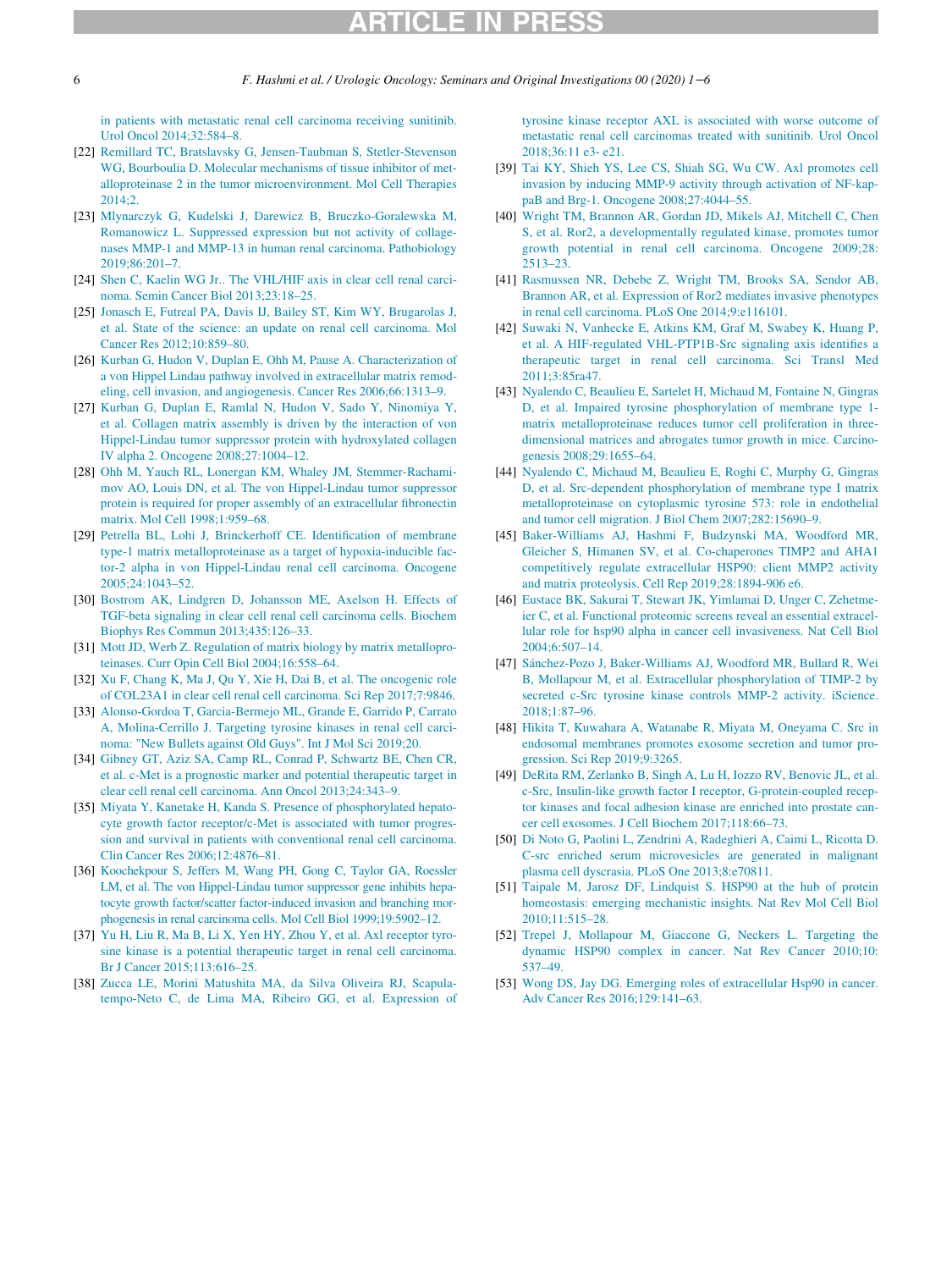in patients with metastatic renal cell carcinoma receiving sunitinib. Urol Oncol 2014;32:584–8.

[22] Remillard TC, Bratslavsky G, Jensen-Taubman S, Stetler-Stevenson WG, Bourboulia D. Molecular mechanisms of tissue inhibitor of metalloproteinase 2 in the tumor microenvironment. Mol Cell Therapies 2014;2.

[23] Mlynarczyk G, Kudelski J, Darewicz B, Bruczko-Goralewska M, Romanowicz L. Suppressed expression but not activity of collagenases MMP-1 and MMP-13 in human renal carcinoma. Pathobiology 2019;86:201–7.

[24] Shen C, Kaelin WG Jr.. The VHL/HIF axis in clear cell renal carcinoma. Semin Cancer Biol 2013;23:18–25.

[25] Jonasch E, Futreal PA, Davis IJ, Bailey ST, Kim WY, Brugarolas J, et al. State of the science: an update on renal cell carcinoma. Mol Cancer Res 2012;10:859–80.

[26] Kurban G, Hudon V, Duplan E, Ohh M, Pause A. Characterization of a von Hippel Lindau pathway involved in extracellular matrix remodeling, cell invasion, and angiogenesis. Cancer Res 2006;66:1313–9.

[27] Kurban G, Duplan E, Ramlal N, Hudon V, Sado Y, Ninomiya Y, et al. Collagen matrix assembly is driven by the interaction of von Hippel-Lindau tumor suppressor protein with hydroxylated collagen IV alpha 2. Oncogene 2008;27:1004–12.

[28] Ohh M, Yauch RL, Lonergan KM, Whaley JM, Stemmer-Rachamimov AO, Louis DN, et al. The von Hippel-Lindau tumor suppressor protein is required for proper assembly of an extracellular fibronectin matrix. Mol Cell 1998;1:959–68.

[29] Petrella BL, Lohi J, Brinckerhoff CE. Identification of membrane type-1 matrix metalloproteinase as a target of hypoxia-inducible factor-2 alpha in von Hippel-Lindau renal cell carcinoma. Oncogene 2005;24:1043–52.

[30] Bostrom AK, Lindgren D, Johansson ME, Axelson H. Effects of TGF-beta signaling in clear cell renal cell carcinoma cells. Biochem Biophys Res Commun 2013;435:126–33.

[31] Mott JD, Werb Z. Regulation of matrix biology by matrix metalloproteinases. Curr Opin Cell Biol 2004;16:558–64.

[32] Xu F, Chang K, Ma J, Qu Y, Xie H, Dai B, et al. The oncogenic role of COL23A1 in clear cell renal cell carcinoma. Sci Rep 2017;7:9846.

[33] Alonso-Gordoa T, Garcia-Bermejo ML, Grande E, Garrido P, Carrato A, Molina-Cerrillo J. Targeting tyrosine kinases in renal cell carcinoma: "New Bullets against Old Guys". Int J Mol Sci 2019;20.

[34] Gibney GT, Aziz SA, Camp RL, Conrad P, Schwartz BE, Chen CR, et al. c-Met is a prognostic marker and potential therapeutic target in clear cell renal cell carcinoma. Ann Oncol 2013;24:343–9.

[35] Miyata Y, Kanetake H, Kanda S. Presence of phosphorylated hepatocyte growth factor receptor/c-Met is associated with tumor progression and survival in patients with conventional renal cell carcinoma. Clin Cancer Res 2006;12:4876–81.

[36] Koochekpour S, Jeffers M, Wang PH, Gong C, Taylor GA, Roessler LM, et al. The von Hippel-Lindau tumor suppressor gene inhibits hepatocyte growth factor/scatter factor-induced invasion and branching morphogenesis in renal carcinoma cells. Mol Cell Biol 1999;19:5902–12.

[37] Yu H, Liu R, Ma B, Li X, Yen HY, Zhou Y, et al. Axl receptor tyrosine kinase is a potential therapeutic target in renal cell carcinoma. Br J Cancer 2015;113:616–25.

[38] Zucca LE, Morini Matushita MA, da Silva Oliveira RJ, Scapulatempo-Neto C, de Lima MA, Ribeiro GG, et al. Expression of tyrosine kinase receptor AXL is associated with worse outcome of metastatic renal cell carcinomas treated with sunitinib. Urol Oncol 2018;36:11 e3- e21.

[39] Tai KY, Shieh YS, Lee CS, Shiah SG, Wu CW. Axl promotes cell invasion by inducing MMP-9 activity through activation of NF-kappaB and Brg-1. Oncogene 2008;27:4044–55.

[40] Wright TM, Brannon AR, Gordan JD, Mikels AJ, Mitchell C, Chen S, et al. Ror2, a developmentally regulated kinase, promotes tumor growth potential in renal cell carcinoma. Oncogene 2009;28:2513–23.

[41] Rasmussen NR, Debebe Z, Wright TM, Brooks SA, Sendor AB, Brannon AR, et al. Expression of Ror2 mediates invasive phenotypes in renal cell carcinoma. PLoS One 2014;9:e116101.

[42] Suwaki N, Vanhecke E, Atkins KM, Graf M, Swabey K, Huang P, et al. A HIF-regulated VHL-PTP1B-Src signaling axis identifies a therapeutic target in renal cell carcinoma. Sci Transl Med 2011;3:85ra47.

[43] Nyalendo C, Beaulieu E, Sartelet H, Michaud M, Fontaine N, Gingras D, et al. Impaired tyrosine phosphorylation of membrane type 1-matrix metalloproteinase reduces tumor cell proliferation in three-dimensional matrices and abrogates tumor growth in mice. Carcinogenesis 2008;29:1655–64.

[44] Nyalendo C, Michaud M, Beaulieu E, Roghi C, Murphy G, Gingras D, et al. Src-dependent phosphorylation of membrane type I matrix metalloproteinase on cytoplasmic tyrosine 573: role in endothelial and tumor cell migration. J Biol Chem 2007;282:15690–9.

[45] Baker-Williams AJ, Hashmi F, Budzynski MA, Woodford MR, Gleicher S, Himanen SV, et al. Co-chaperones TIMP2 and AHA1 competitively regulate extracellular HSP90: client MMP2 activity and matrix proteolysis. Cell Rep 2019;28:1894-906 e6.

[46] Eustace BK, Sakurai T, Stewart JK, Yimlamai D, Unger C, Zehetmeier C, et al. Functional proteomic screens reveal an essential extracellular role for hsp90 alpha in cancer cell invasiveness. Nat Cell Biol 2004;6:507–14.

[47] Sánchez-Pozo J, Baker-Williams AJ, Woodford MR, Bullard R, Wei B, Mollapour M, et al. Extracellular phosphorylation of TIMP-2 by secreted c-Src tyrosine kinase controls MMP-2 activity. iScience. 2018;1:87–96.

[48] Hikita T, Kuwahara A, Watanabe R, Miyata M, Oneyama C. Src in endosomal membranes promotes exosome secretion and tumor progression. Sci Rep 2019;9:3265.

[49] DeRita RM, Zerlanko B, Singh A, Lu H, Iozzo RV, Benovic JL, et al. c-Src, Insulin-like growth factor I receptor, G-protein-coupled receptor kinases and focal adhesion kinase are enriched into prostate cancer cell exosomes. J Cell Biochem 2017;118:66–73.

[50] Di Noto G, Paolini L, Zendrini A, Radeghieri A, Caimi L, Ricotta D. C-src enriched serum microvesicles are generated in malignant plasma cell dyscrasia. PLoS One 2013;8:e70811.

[51] Taipale M, Jarosz DF, Lindquist S. HSP90 at the hub of protein homeostasis: emerging mechanistic insights. Nat Rev Mol Cell Biol 2010;11:515–28.

[52] Trepel J, Mollapour M, Giaccone G, Neckers L. Targeting the dynamic HSP90 complex in cancer. Nat Rev Cancer 2010;10:537–49.

[53] Wong DS, Jay DG. Emerging roles of extracellular Hsp90 in cancer. Adv Cancer Res 2016;129:141–63.